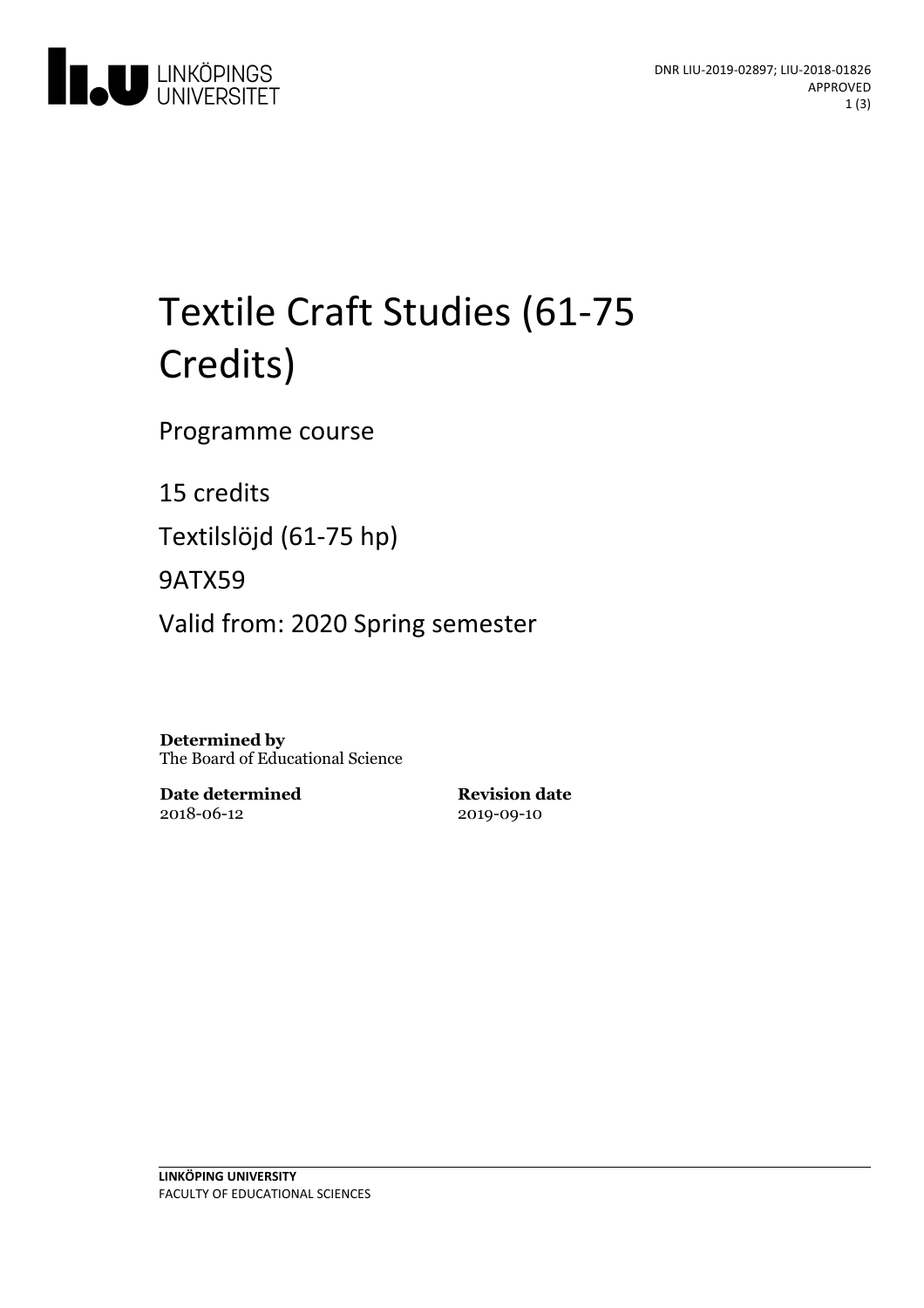DNR LIU-2019-02897; LIU-2018-01826
APPROVED

# Textile Craft Studies (61-75 Credits)

Programme course

15 credits

Textilslöjd (61-75 hp)

9ATX59

Valid from: 2020 Spring semester

**Determined by**
The Board of Educational Science

| **Date determined** | **Revision date** |
|---|---|
| 2018-06-12 | 2019-09-10 |

**LINKÖPING UNIVERSITY**
FACULTY OF EDUCATIONAL SCIENCES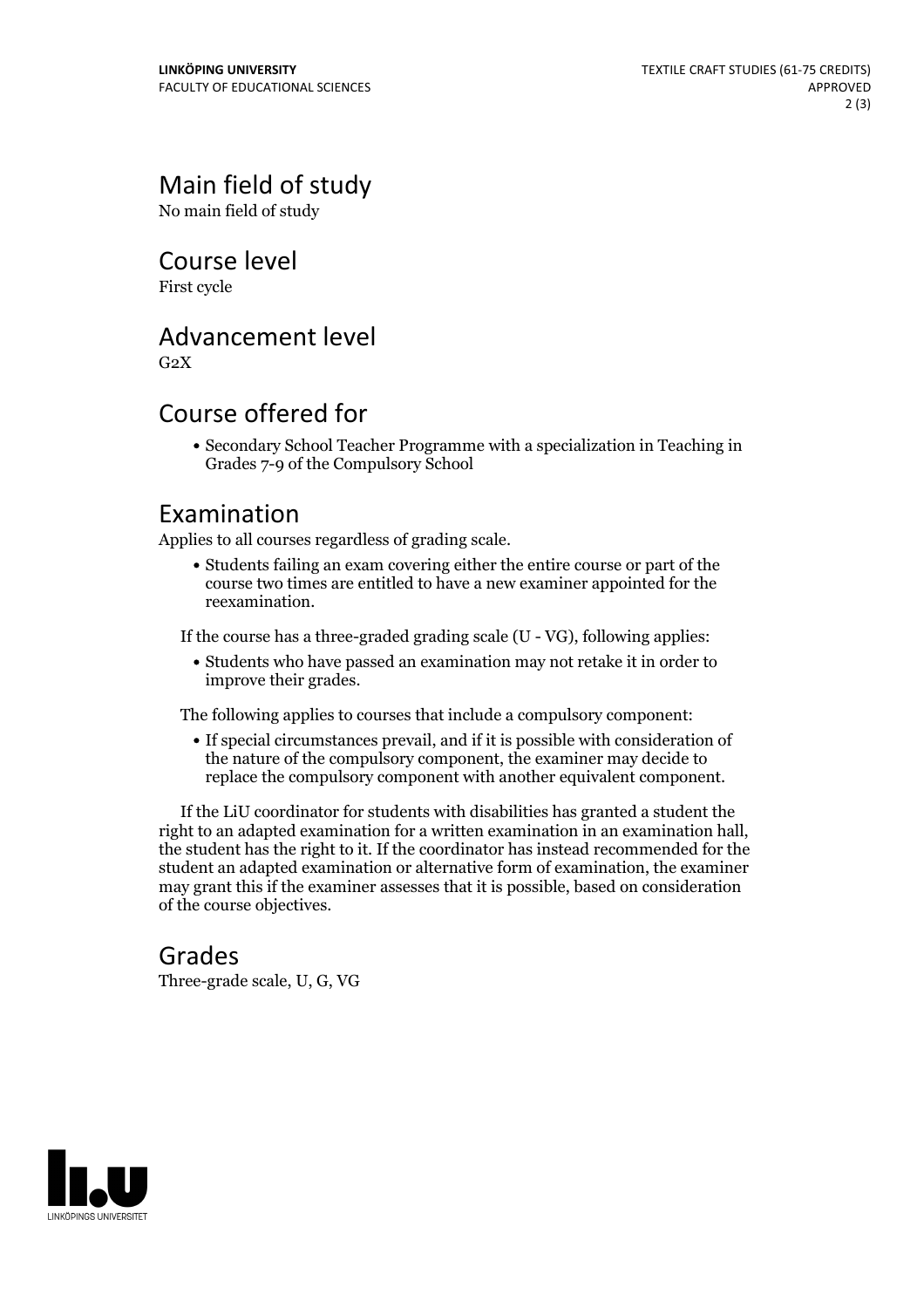## Main field of study

No main field of study

## Course level

First cycle

## Advancement level

G2X

## Course offered for

- Secondary School Teacher Programme with a specialization in Teaching in Grades 7-9 of the Compulsory School

## Examination

Applies to all courses regardless of grading scale.

- Students failing an exam covering either the entire course or part of the course two times are entitled to have a new examiner appointed for the reexamination.

If the course has a three-graded grading scale (U - VG), following applies:

- Students who have passed an examination may not retake it in order to improve their grades.

The following applies to courses that include a compulsory component:

- If special circumstances prevail, and if it is possible with consideration of the nature of the compulsory component, the examiner may decide to replace the compulsory component with another equivalent component.

If the LiU coordinator for students with disabilities has granted a student the right to an adapted examination for a written examination in an examination hall, the student has the right to it. If the coordinator has instead recommended for the student an adapted examination or alternative form of examination, the examiner may grant this if the examiner assesses that it is possible, based on consideration of the course objectives.

## Grades

Three-grade scale, U, G, VG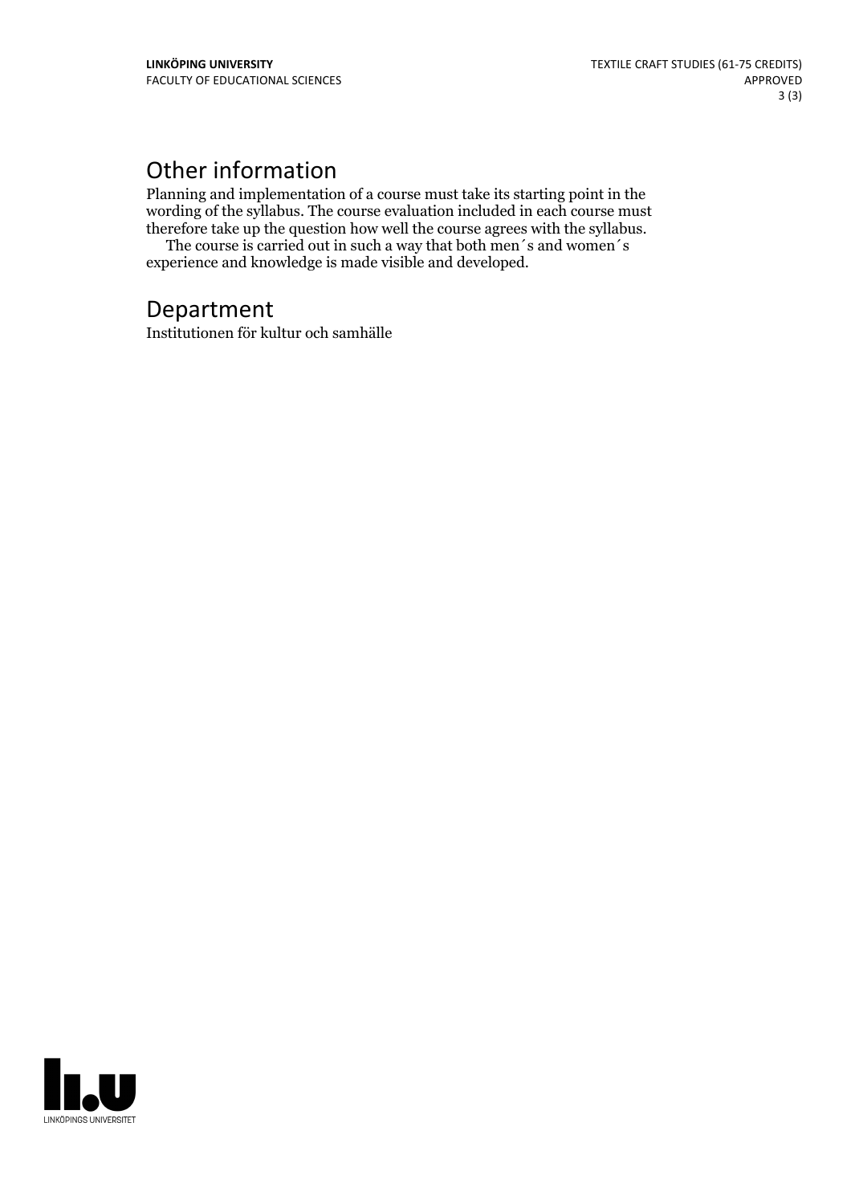## Other information

Planning and implementation of a course must take its starting point in the wording of the syllabus. The course evaluation included in each course must therefore take up the question how well the course agrees with the syllabus.

The course is carried out in such a way that both men´s and women´s experience and knowledge is made visible and developed.

## Department

Institutionen för kultur och samhälle